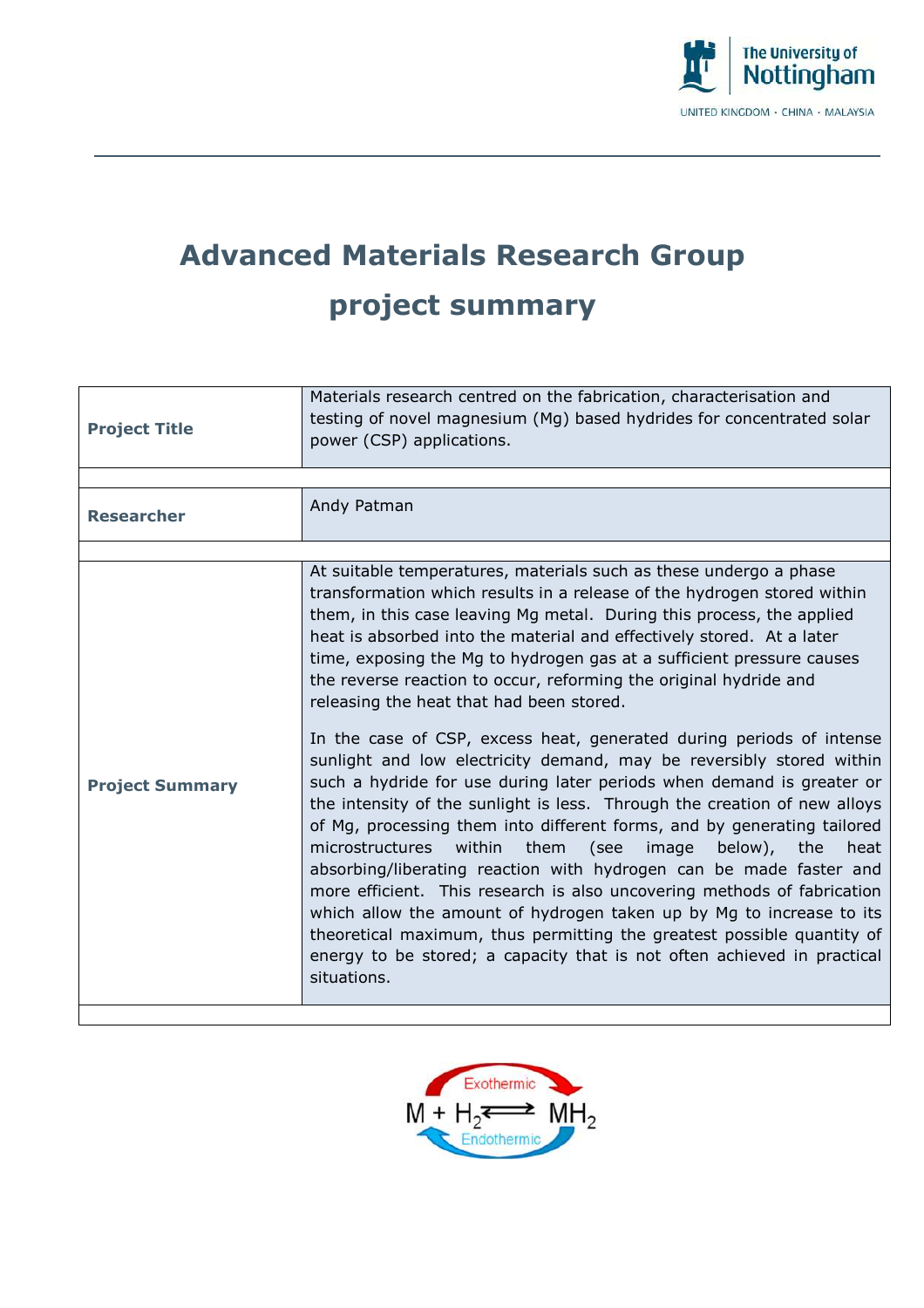# Advanced Materials Research Group

## project summary

| | |
|---|---|
| **Project Title** | Materials research centred on the fabrication, characterisation and testing of novel magnesium (Mg) based hydrides for concentrated solar power (CSP) applications. |
| **Researcher** | Andy Patman |
| **Project Summary** | At suitable temperatures, materials such as these undergo a phase transformation which results in a release of the hydrogen stored within them, in this case leaving Mg metal. During this process, the applied heat is absorbed into the material and effectively stored. At a later time, exposing the Mg to hydrogen gas at a sufficient pressure causes the reverse reaction to occur, reforming the original hydride and releasing the heat that had been stored.<br><br>In the case of CSP, excess heat, generated during periods of intense sunlight and low electricity demand, may be reversibly stored within such a hydride for use during later periods when demand is greater or the intensity of the sunlight is less. Through the creation of new alloys of Mg, processing them into different forms, and by generating tailored microstructures within them (see image below), the heat absorbing/liberating reaction with hydrogen can be made faster and more efficient. This research is also uncovering methods of fabrication which allow the amount of hydrogen taken up by Mg to increase to its theoretical maximum, thus permitting the greatest possible quantity of energy to be stored; a capacity that is not often achieved in practical situations. |

Exothermic

$$M + H_2 \rightleftharpoons MH_2$$

Endothermic